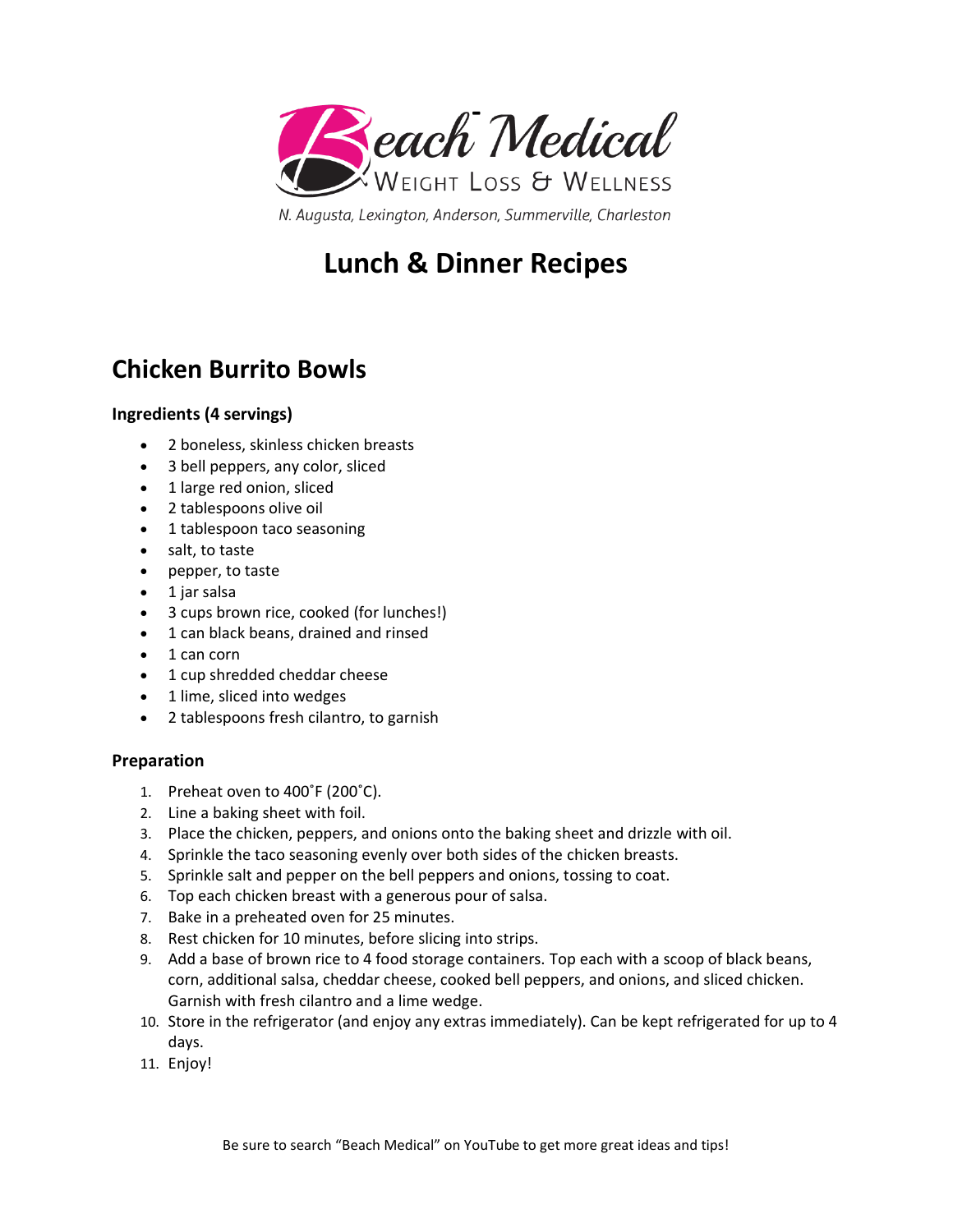Beach Medical
Weight Loss & Wellness

*N. Augusta, Lexington, Anderson, Summerville, Charleston*

# Lunch & Dinner Recipes

## Chicken Burrito Bowls

### Ingredients (4 servings)

- 2 boneless, skinless chicken breasts
- 3 bell peppers, any color, sliced
- 1 large red onion, sliced
- 2 tablespoons olive oil
- 1 tablespoon taco seasoning
- salt, to taste
- pepper, to taste
- 1 jar salsa
- 3 cups brown rice, cooked (for lunches!)
- 1 can black beans, drained and rinsed
- 1 can corn
- 1 cup shredded cheddar cheese
- 1 lime, sliced into wedges
- 2 tablespoons fresh cilantro, to garnish

### Preparation

1. Preheat oven to 400˚F (200˚C).
2. Line a baking sheet with foil.
3. Place the chicken, peppers, and onions onto the baking sheet and drizzle with oil.
4. Sprinkle the taco seasoning evenly over both sides of the chicken breasts.
5. Sprinkle salt and pepper on the bell peppers and onions, tossing to coat.
6. Top each chicken breast with a generous pour of salsa.
7. Bake in a preheated oven for 25 minutes.
8. Rest chicken for 10 minutes, before slicing into strips.
9. Add a base of brown rice to 4 food storage containers. Top each with a scoop of black beans, corn, additional salsa, cheddar cheese, cooked bell peppers, and onions, and sliced chicken. Garnish with fresh cilantro and a lime wedge.
10. Store in the refrigerator (and enjoy any extras immediately). Can be kept refrigerated for up to 4 days.
11. Enjoy!

Be sure to search "Beach Medical" on YouTube to get more great ideas and tips!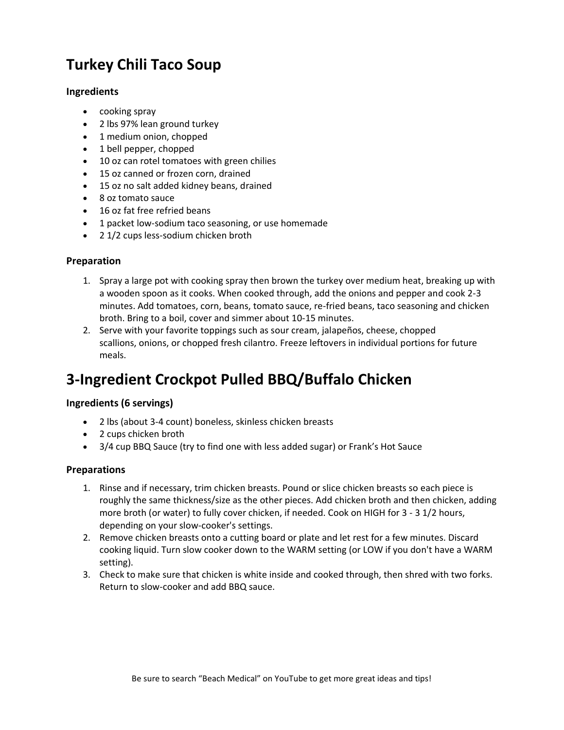# Turkey Chili Taco Soup

### Ingredients

- cooking spray
- 2 lbs 97% lean ground turkey
- 1 medium onion, chopped
- 1 bell pepper, chopped
- 10 oz can rotel tomatoes with green chilies
- 15 oz canned or frozen corn, drained
- 15 oz no salt added kidney beans, drained
- 8 oz tomato sauce
- 16 oz fat free refried beans
- 1 packet low-sodium taco seasoning, or use homemade
- 2 1/2 cups less-sodium chicken broth

### Preparation

1. Spray a large pot with cooking spray then brown the turkey over medium heat, breaking up with a wooden spoon as it cooks. When cooked through, add the onions and pepper and cook 2-3 minutes. Add tomatoes, corn, beans, tomato sauce, re-fried beans, taco seasoning and chicken broth. Bring to a boil, cover and simmer about 10-15 minutes.
2. Serve with your favorite toppings such as sour cream, jalapeños, cheese, chopped scallions, onions, or chopped fresh cilantro. Freeze leftovers in individual portions for future meals.

# 3-Ingredient Crockpot Pulled BBQ/Buffalo Chicken

### Ingredients (6 servings)

- 2 lbs (about 3-4 count) boneless, skinless chicken breasts
- 2 cups chicken broth
- 3/4 cup BBQ Sauce (try to find one with less added sugar) or Frank's Hot Sauce

### Preparations

1. Rinse and if necessary, trim chicken breasts. Pound or slice chicken breasts so each piece is roughly the same thickness/size as the other pieces. Add chicken broth and then chicken, adding more broth (or water) to fully cover chicken, if needed. Cook on HIGH for 3 - 3 1/2 hours, depending on your slow-cooker's settings.
2. Remove chicken breasts onto a cutting board or plate and let rest for a few minutes. Discard cooking liquid. Turn slow cooker down to the WARM setting (or LOW if you don't have a WARM setting).
3. Check to make sure that chicken is white inside and cooked through, then shred with two forks. Return to slow-cooker and add BBQ sauce.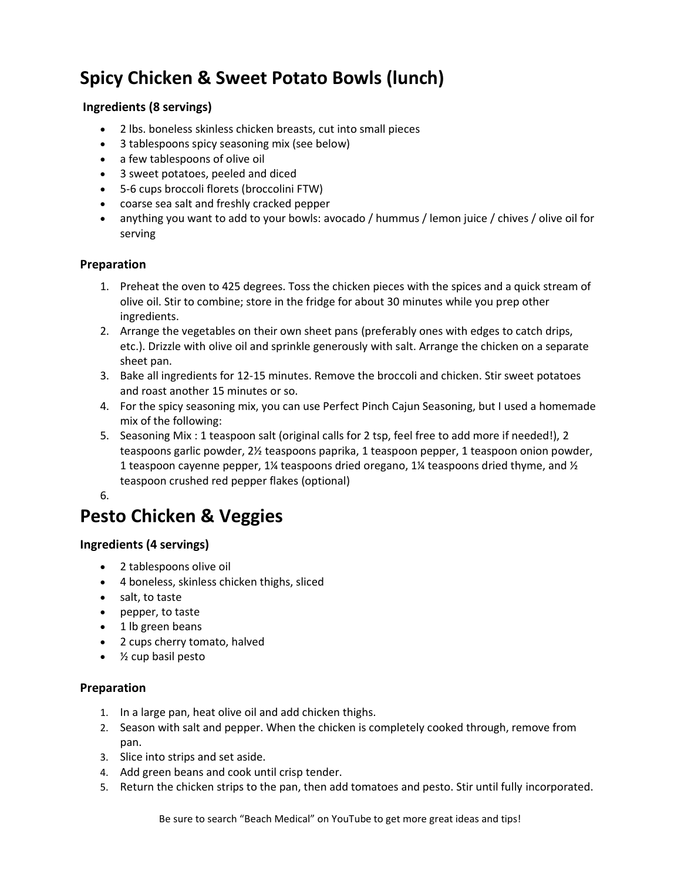# Spicy Chicken & Sweet Potato Bowls (lunch)

**Ingredients (8 servings)**

- 2 lbs. boneless skinless chicken breasts, cut into small pieces
- 3 tablespoons spicy seasoning mix (see below)
- a few tablespoons of olive oil
- 3 sweet potatoes, peeled and diced
- 5-6 cups broccoli florets (broccolini FTW)
- coarse sea salt and freshly cracked pepper
- anything you want to add to your bowls: avocado / hummus / lemon juice / chives / olive oil for serving

**Preparation**

1. Preheat the oven to 425 degrees. Toss the chicken pieces with the spices and a quick stream of olive oil. Stir to combine; store in the fridge for about 30 minutes while you prep other ingredients.
2. Arrange the vegetables on their own sheet pans (preferably ones with edges to catch drips, etc.). Drizzle with olive oil and sprinkle generously with salt. Arrange the chicken on a separate sheet pan.
3. Bake all ingredients for 12-15 minutes. Remove the broccoli and chicken. Stir sweet potatoes and roast another 15 minutes or so.
4. For the spicy seasoning mix, you can use Perfect Pinch Cajun Seasoning, but I used a homemade mix of the following:
5. Seasoning Mix : 1 teaspoon salt (original calls for 2 tsp, feel free to add more if needed!), 2 teaspoons garlic powder, 2½ teaspoons paprika, 1 teaspoon pepper, 1 teaspoon onion powder, 1 teaspoon cayenne pepper, 1¼ teaspoons dried oregano, 1¼ teaspoons dried thyme, and ½ teaspoon crushed red pepper flakes (optional)
6.

# Pesto Chicken & Veggies

**Ingredients (4 servings)**

- 2 tablespoons olive oil
- 4 boneless, skinless chicken thighs, sliced
- salt, to taste
- pepper, to taste
- 1 lb green beans
- 2 cups cherry tomato, halved
- ½ cup basil pesto

**Preparation**

1. In a large pan, heat olive oil and add chicken thighs.
2. Season with salt and pepper. When the chicken is completely cooked through, remove from pan.
3. Slice into strips and set aside.
4. Add green beans and cook until crisp tender.
5. Return the chicken strips to the pan, then add tomatoes and pesto. Stir until fully incorporated.

Be sure to search "Beach Medical" on YouTube to get more great ideas and tips!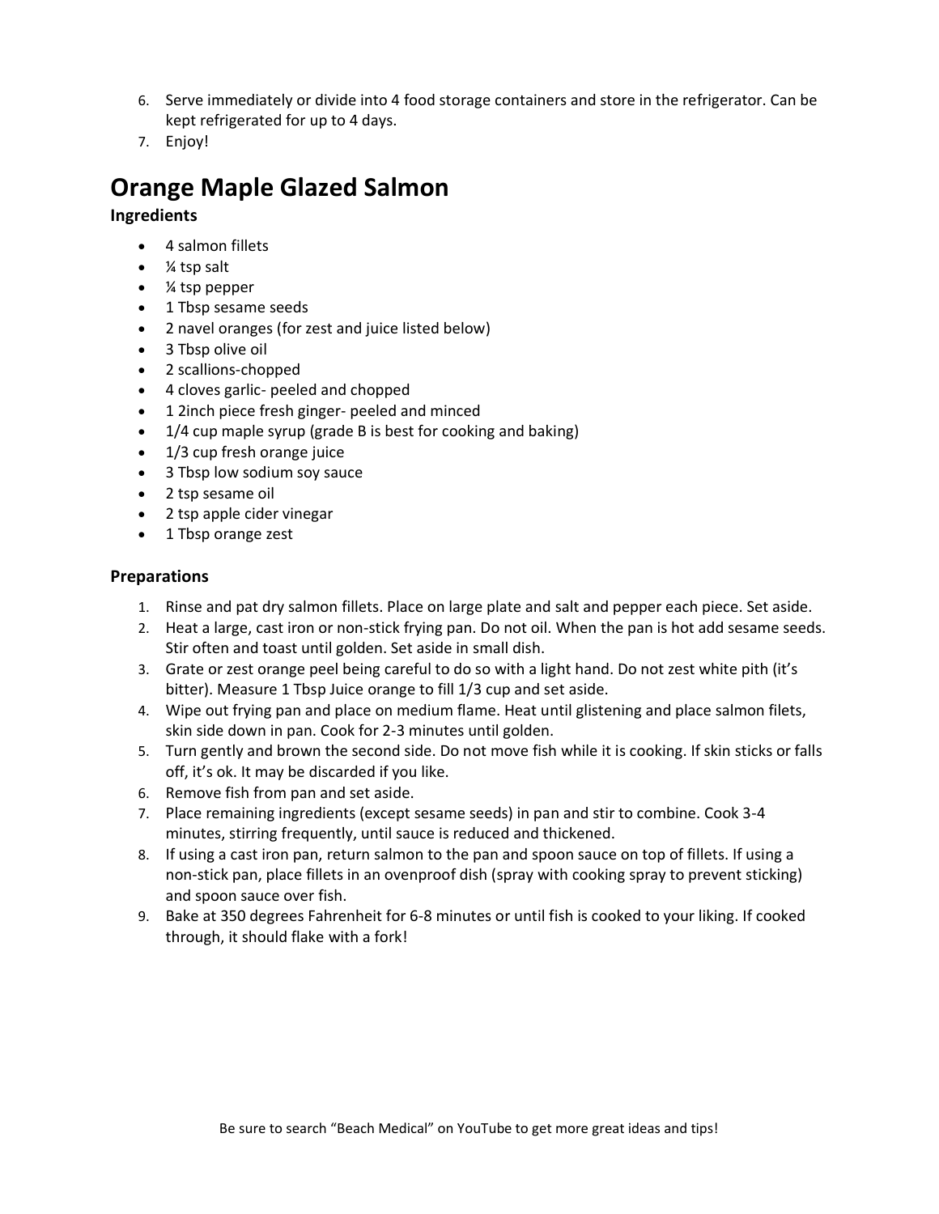6. Serve immediately or divide into 4 food storage containers and store in the refrigerator. Can be kept refrigerated for up to 4 days.
7. Enjoy!

# Orange Maple Glazed Salmon

### Ingredients

- 4 salmon fillets
- ¼ tsp salt
- ¼ tsp pepper
- 1 Tbsp sesame seeds
- 2 navel oranges (for zest and juice listed below)
- 3 Tbsp olive oil
- 2 scallions-chopped
- 4 cloves garlic- peeled and chopped
- 1 2inch piece fresh ginger- peeled and minced
- 1/4 cup maple syrup (grade B is best for cooking and baking)
- 1/3 cup fresh orange juice
- 3 Tbsp low sodium soy sauce
- 2 tsp sesame oil
- 2 tsp apple cider vinegar
- 1 Tbsp orange zest

### Preparations

1. Rinse and pat dry salmon fillets. Place on large plate and salt and pepper each piece. Set aside.
2. Heat a large, cast iron or non-stick frying pan. Do not oil. When the pan is hot add sesame seeds. Stir often and toast until golden. Set aside in small dish.
3. Grate or zest orange peel being careful to do so with a light hand. Do not zest white pith (it's bitter). Measure 1 Tbsp Juice orange to fill 1/3 cup and set aside.
4. Wipe out frying pan and place on medium flame. Heat until glistening and place salmon filets, skin side down in pan. Cook for 2-3 minutes until golden.
5. Turn gently and brown the second side. Do not move fish while it is cooking. If skin sticks or falls off, it's ok. It may be discarded if you like.
6. Remove fish from pan and set aside.
7. Place remaining ingredients (except sesame seeds) in pan and stir to combine. Cook 3-4 minutes, stirring frequently, until sauce is reduced and thickened.
8. If using a cast iron pan, return salmon to the pan and spoon sauce on top of fillets. If using a non-stick pan, place fillets in an ovenproof dish (spray with cooking spray to prevent sticking) and spoon sauce over fish.
9. Bake at 350 degrees Fahrenheit for 6-8 minutes or until fish is cooked to your liking. If cooked through, it should flake with a fork!

Be sure to search "Beach Medical" on YouTube to get more great ideas and tips!